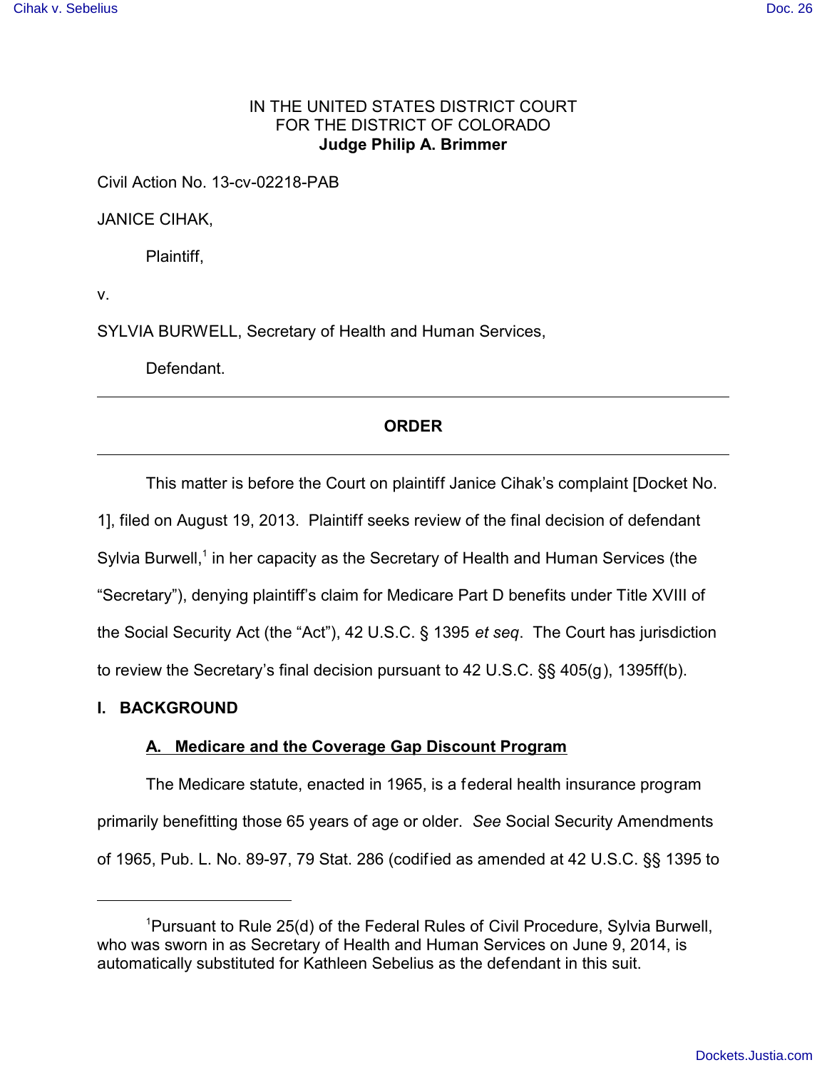IN THE UNITED STATES DISTRICT COURT
FOR THE DISTRICT OF COLORADO
**Judge Philip A. Brimmer**

Civil Action No. 13-cv-02218-PAB

JANICE CIHAK,

Plaintiff,

v.

SYLVIA BURWELL, Secretary of Health and Human Services,

Defendant.

---

**ORDER**

---

This matter is before the Court on plaintiff Janice Cihak's complaint [Docket No. 1], filed on August 19, 2013. Plaintiff seeks review of the final decision of defendant Sylvia Burwell,[1] in her capacity as the Secretary of Health and Human Services (the "Secretary"), denying plaintiff's claim for Medicare Part D benefits under Title XVIII of the Social Security Act (the "Act"), 42 U.S.C. § 1395 *et seq*. The Court has jurisdiction to review the Secretary's final decision pursuant to 42 U.S.C. §§ 405(g), 1395ff(b).

## I. BACKGROUND

### A. Medicare and the Coverage Gap Discount Program

The Medicare statute, enacted in 1965, is a federal health insurance program primarily benefitting those 65 years of age or older. *See* Social Security Amendments of 1965, Pub. L. No. 89-97, 79 Stat. 286 (codified as amended at 42 U.S.C. §§ 1395 to

---

[1] Pursuant to Rule 25(d) of the Federal Rules of Civil Procedure, Sylvia Burwell, who was sworn in as Secretary of Health and Human Services on June 9, 2014, is automatically substituted for Kathleen Sebelius as the defendant in this suit.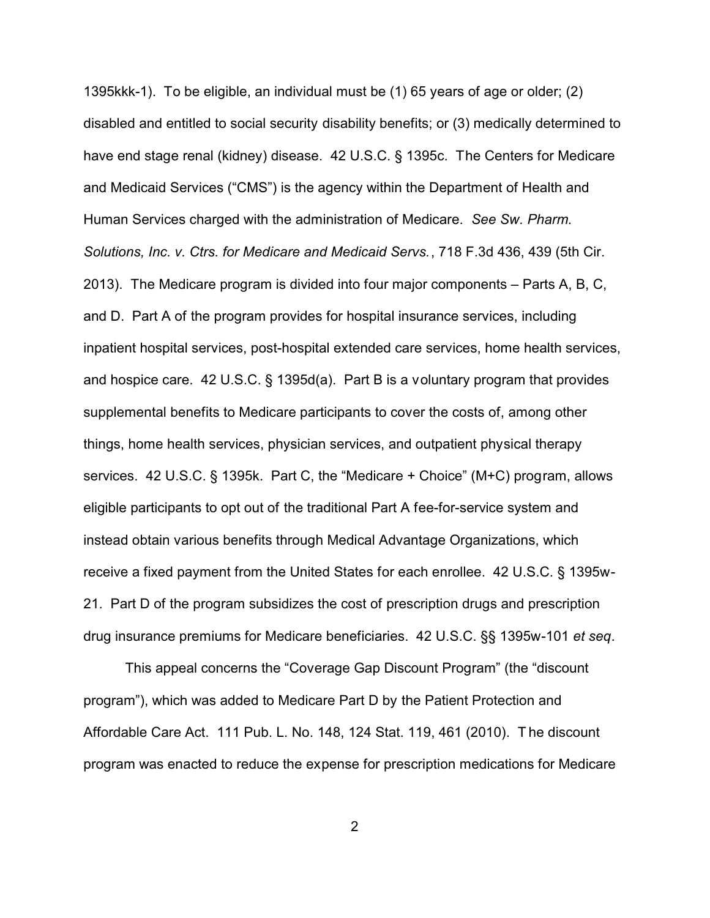1395kkk-1). To be eligible, an individual must be (1) 65 years of age or older; (2) disabled and entitled to social security disability benefits; or (3) medically determined to have end stage renal (kidney) disease. 42 U.S.C. § 1395c. The Centers for Medicare and Medicaid Services ("CMS") is the agency within the Department of Health and Human Services charged with the administration of Medicare. *See Sw. Pharm. Solutions, Inc. v. Ctrs. for Medicare and Medicaid Servs.*, 718 F.3d 436, 439 (5th Cir. 2013). The Medicare program is divided into four major components – Parts A, B, C, and D. Part A of the program provides for hospital insurance services, including inpatient hospital services, post-hospital extended care services, home health services, and hospice care. 42 U.S.C. § 1395d(a). Part B is a voluntary program that provides supplemental benefits to Medicare participants to cover the costs of, among other things, home health services, physician services, and outpatient physical therapy services. 42 U.S.C. § 1395k. Part C, the "Medicare + Choice" (M+C) program, allows eligible participants to opt out of the traditional Part A fee-for-service system and instead obtain various benefits through Medical Advantage Organizations, which receive a fixed payment from the United States for each enrollee. 42 U.S.C. § 1395w-21. Part D of the program subsidizes the cost of prescription drugs and prescription drug insurance premiums for Medicare beneficiaries. 42 U.S.C. §§ 1395w-101 *et seq*.

This appeal concerns the "Coverage Gap Discount Program" (the "discount program"), which was added to Medicare Part D by the Patient Protection and Affordable Care Act. 111 Pub. L. No. 148, 124 Stat. 119, 461 (2010). The discount program was enacted to reduce the expense for prescription medications for Medicare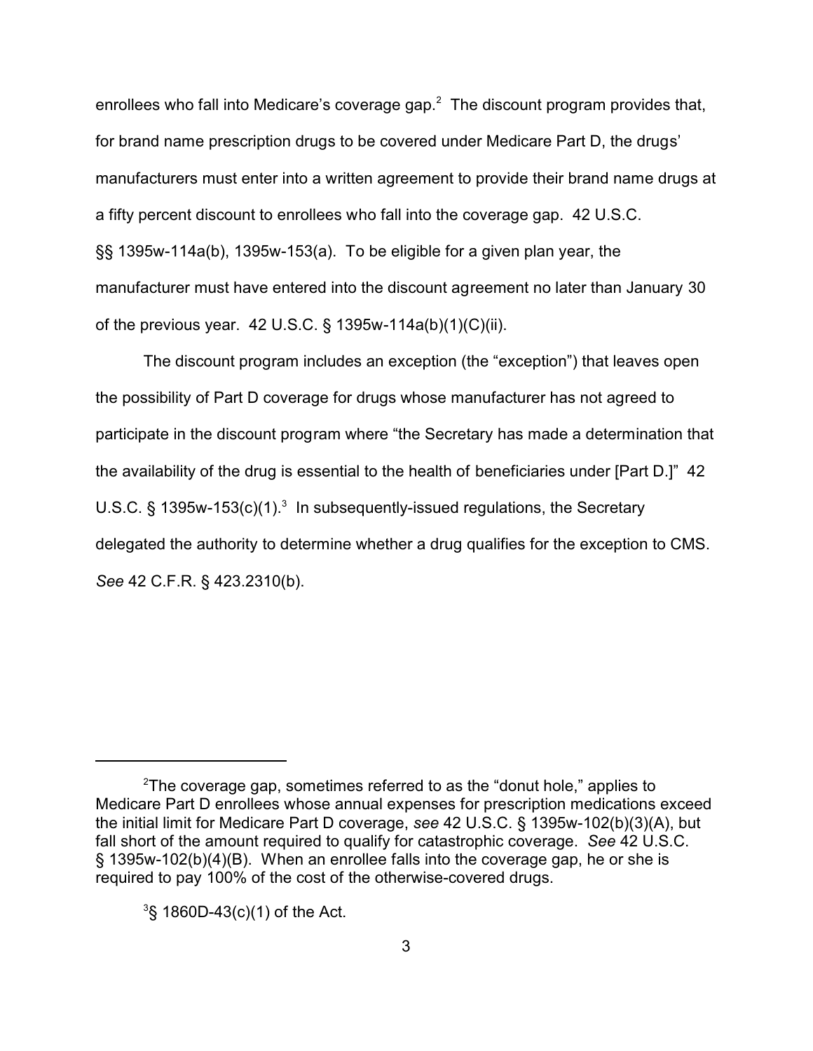enrollees who fall into Medicare's coverage gap.[2] The discount program provides that, for brand name prescription drugs to be covered under Medicare Part D, the drugs' manufacturers must enter into a written agreement to provide their brand name drugs at a fifty percent discount to enrollees who fall into the coverage gap. 42 U.S.C. §§ 1395w-114a(b), 1395w-153(a). To be eligible for a given plan year, the manufacturer must have entered into the discount agreement no later than January 30 of the previous year. 42 U.S.C. § 1395w-114a(b)(1)(C)(ii).

The discount program includes an exception (the "exception") that leaves open the possibility of Part D coverage for drugs whose manufacturer has not agreed to participate in the discount program where "the Secretary has made a determination that the availability of the drug is essential to the health of beneficiaries under [Part D.]" 42 U.S.C. § 1395w-153(c)(1).[3] In subsequently-issued regulations, the Secretary delegated the authority to determine whether a drug qualifies for the exception to CMS. *See* 42 C.F.R. § 423.2310(b).

---

[2] The coverage gap, sometimes referred to as the "donut hole," applies to Medicare Part D enrollees whose annual expenses for prescription medications exceed the initial limit for Medicare Part D coverage, *see* 42 U.S.C. § 1395w-102(b)(3)(A), but fall short of the amount required to qualify for catastrophic coverage. *See* 42 U.S.C. § 1395w-102(b)(4)(B). When an enrollee falls into the coverage gap, he or she is required to pay 100% of the cost of the otherwise-covered drugs.

[3] § 1860D-43(c)(1) of the Act.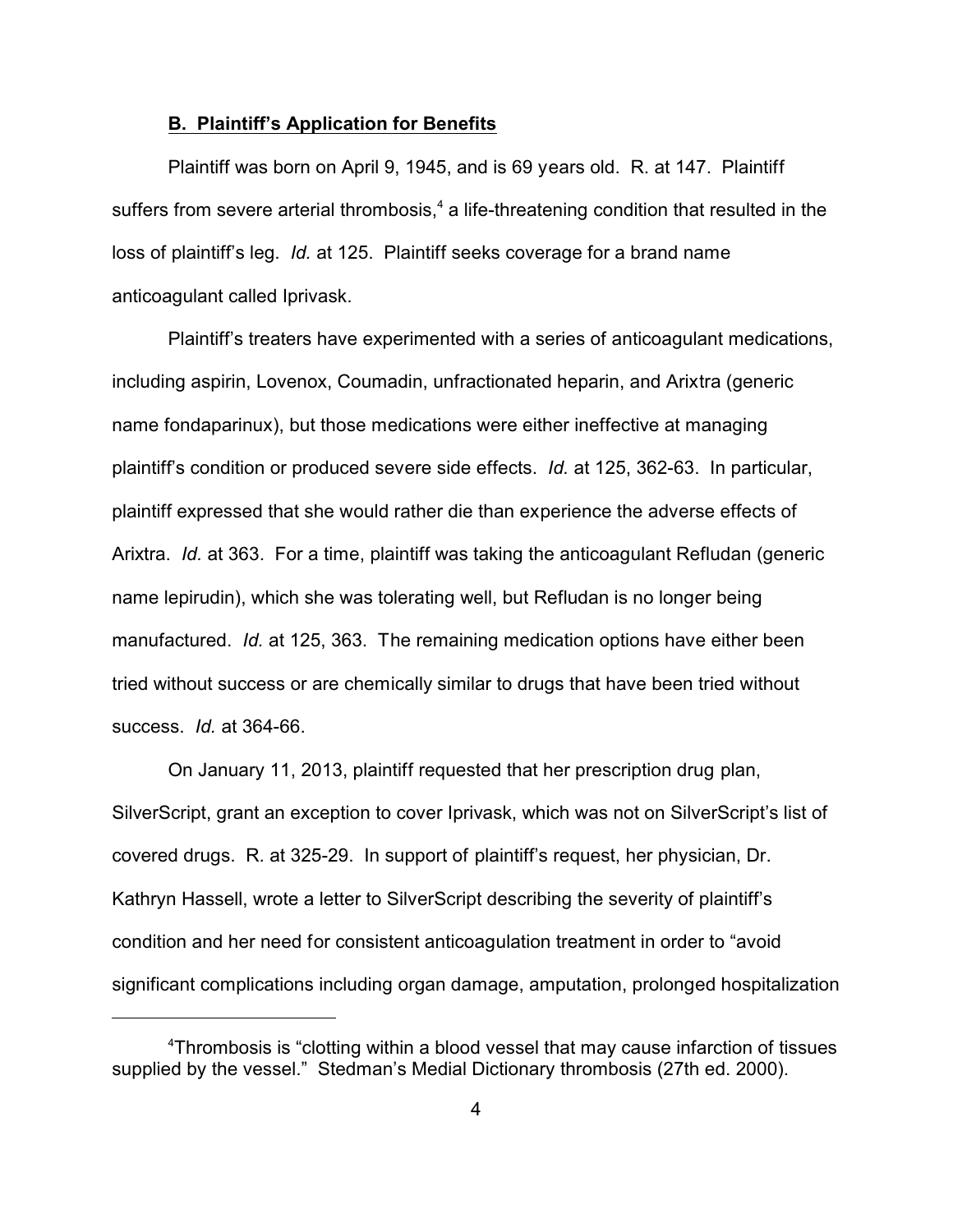**B. Plaintiff's Application for Benefits**

Plaintiff was born on April 9, 1945, and is 69 years old. R. at 147. Plaintiff suffers from severe arterial thrombosis,[4] a life-threatening condition that resulted in the loss of plaintiff's leg. *Id.* at 125. Plaintiff seeks coverage for a brand name anticoagulant called Iprivask.

Plaintiff's treaters have experimented with a series of anticoagulant medications, including aspirin, Lovenox, Coumadin, unfractionated heparin, and Arixtra (generic name fondaparinux), but those medications were either ineffective at managing plaintiff's condition or produced severe side effects. *Id.* at 125, 362-63. In particular, plaintiff expressed that she would rather die than experience the adverse effects of Arixtra. *Id.* at 363. For a time, plaintiff was taking the anticoagulant Refludan (generic name lepirudin), which she was tolerating well, but Refludan is no longer being manufactured. *Id.* at 125, 363. The remaining medication options have either been tried without success or are chemically similar to drugs that have been tried without success. *Id.* at 364-66.

On January 11, 2013, plaintiff requested that her prescription drug plan, SilverScript, grant an exception to cover Iprivask, which was not on SilverScript's list of covered drugs. R. at 325-29. In support of plaintiff's request, her physician, Dr. Kathryn Hassell, wrote a letter to SilverScript describing the severity of plaintiff's condition and her need for consistent anticoagulation treatment in order to "avoid significant complications including organ damage, amputation, prolonged hospitalization

---

[4]Thrombosis is "clotting within a blood vessel that may cause infarction of tissues supplied by the vessel." Stedman's Medial Dictionary thrombosis (27th ed. 2000).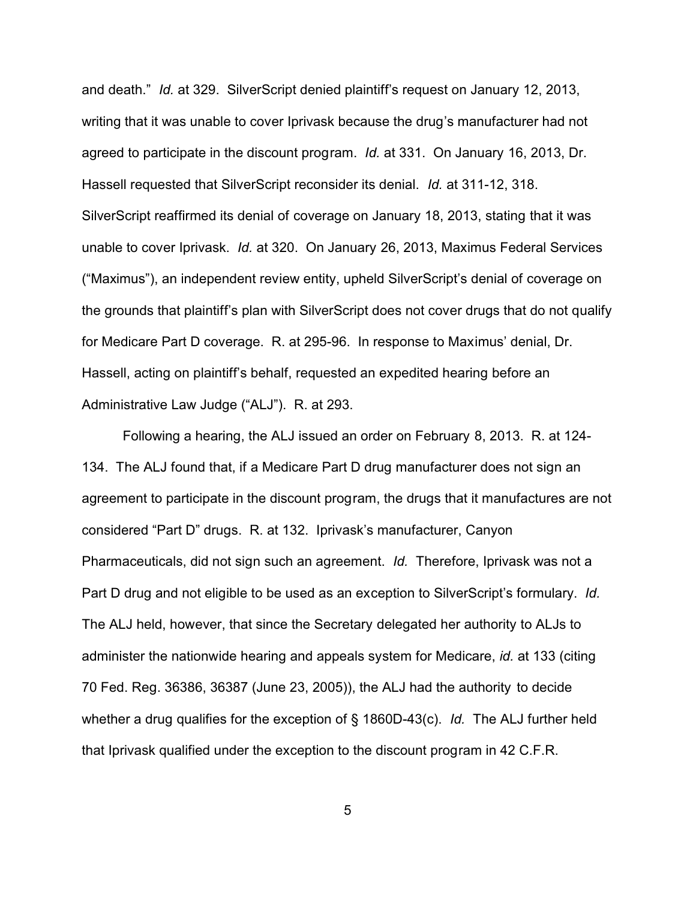and death." *Id.* at 329. SilverScript denied plaintiff's request on January 12, 2013, writing that it was unable to cover Iprivask because the drug's manufacturer had not agreed to participate in the discount program. *Id.* at 331. On January 16, 2013, Dr. Hassell requested that SilverScript reconsider its denial. *Id.* at 311-12, 318. SilverScript reaffirmed its denial of coverage on January 18, 2013, stating that it was unable to cover Iprivask. *Id.* at 320. On January 26, 2013, Maximus Federal Services ("Maximus"), an independent review entity, upheld SilverScript's denial of coverage on the grounds that plaintiff's plan with SilverScript does not cover drugs that do not qualify for Medicare Part D coverage. R. at 295-96. In response to Maximus' denial, Dr. Hassell, acting on plaintiff's behalf, requested an expedited hearing before an Administrative Law Judge ("ALJ"). R. at 293.

Following a hearing, the ALJ issued an order on February 8, 2013. R. at 124-134. The ALJ found that, if a Medicare Part D drug manufacturer does not sign an agreement to participate in the discount program, the drugs that it manufactures are not considered "Part D" drugs. R. at 132. Iprivask's manufacturer, Canyon Pharmaceuticals, did not sign such an agreement. *Id.* Therefore, Iprivask was not a Part D drug and not eligible to be used as an exception to SilverScript's formulary. *Id.* The ALJ held, however, that since the Secretary delegated her authority to ALJs to administer the nationwide hearing and appeals system for Medicare, *id.* at 133 (citing 70 Fed. Reg. 36386, 36387 (June 23, 2005)), the ALJ had the authority to decide whether a drug qualifies for the exception of § 1860D-43(c). *Id.* The ALJ further held that Iprivask qualified under the exception to the discount program in 42 C.F.R.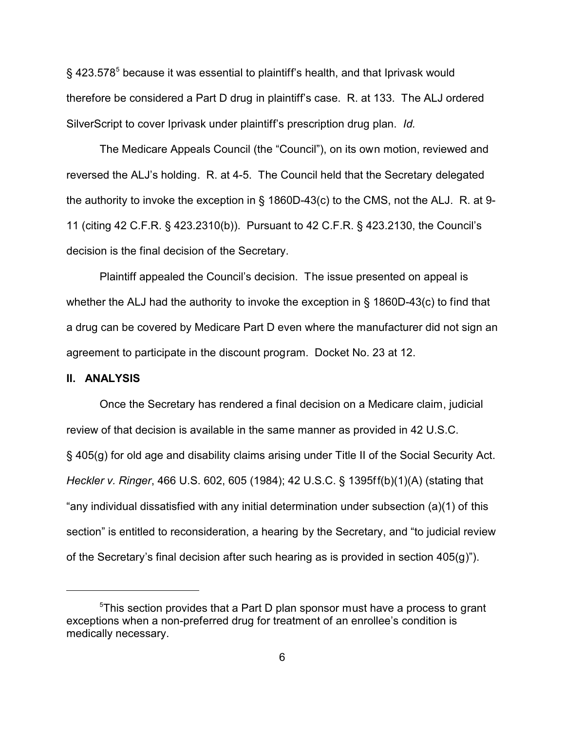§ 423.578[5] because it was essential to plaintiff's health, and that Iprivask would therefore be considered a Part D drug in plaintiff's case. R. at 133. The ALJ ordered SilverScript to cover Iprivask under plaintiff's prescription drug plan. *Id.*

The Medicare Appeals Council (the "Council"), on its own motion, reviewed and reversed the ALJ's holding. R. at 4-5. The Council held that the Secretary delegated the authority to invoke the exception in § 1860D-43(c) to the CMS, not the ALJ. R. at 9-11 (citing 42 C.F.R. § 423.2310(b)). Pursuant to 42 C.F.R. § 423.2130, the Council's decision is the final decision of the Secretary.

Plaintiff appealed the Council's decision. The issue presented on appeal is whether the ALJ had the authority to invoke the exception in § 1860D-43(c) to find that a drug can be covered by Medicare Part D even where the manufacturer did not sign an agreement to participate in the discount program. Docket No. 23 at 12.

## II. ANALYSIS

Once the Secretary has rendered a final decision on a Medicare claim, judicial review of that decision is available in the same manner as provided in 42 U.S.C. § 405(g) for old age and disability claims arising under Title II of the Social Security Act. *Heckler v. Ringer*, 466 U.S. 602, 605 (1984); 42 U.S.C. § 1395ff(b)(1)(A) (stating that "any individual dissatisfied with any initial determination under subsection (a)(1) of this section" is entitled to reconsideration, a hearing by the Secretary, and "to judicial review of the Secretary's final decision after such hearing as is provided in section 405(g)").

---

[5] This section provides that a Part D plan sponsor must have a process to grant exceptions when a non-preferred drug for treatment of an enrollee's condition is medically necessary.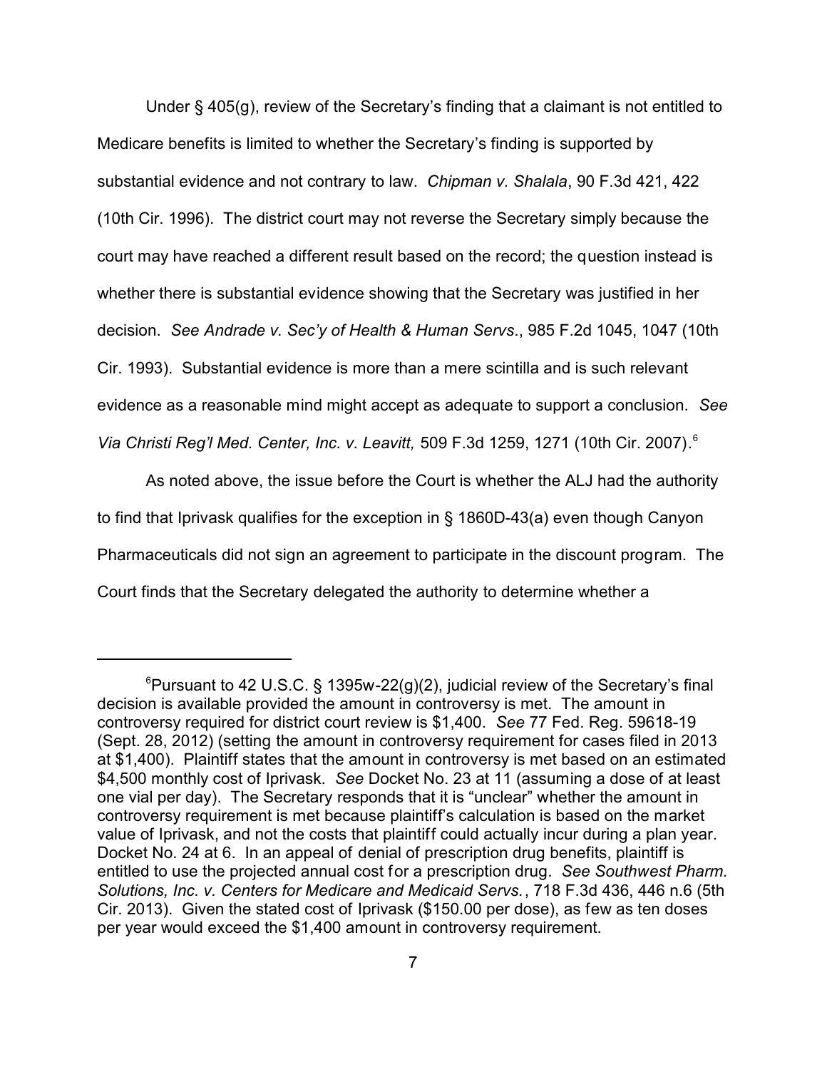Under § 405(g), review of the Secretary's finding that a claimant is not entitled to Medicare benefits is limited to whether the Secretary's finding is supported by substantial evidence and not contrary to law. *Chipman v. Shalala*, 90 F.3d 421, 422 (10th Cir. 1996). The district court may not reverse the Secretary simply because the court may have reached a different result based on the record; the question instead is whether there is substantial evidence showing that the Secretary was justified in her decision. *See Andrade v. Sec'y of Health & Human Servs.*, 985 F.2d 1045, 1047 (10th Cir. 1993). Substantial evidence is more than a mere scintilla and is such relevant evidence as a reasonable mind might accept as adequate to support a conclusion. *See Via Christi Reg'l Med. Center, Inc. v. Leavitt,* 509 F.3d 1259, 1271 (10th Cir. 2007).[6]

As noted above, the issue before the Court is whether the ALJ had the authority to find that Iprivask qualifies for the exception in § 1860D-43(a) even though Canyon Pharmaceuticals did not sign an agreement to participate in the discount program. The Court finds that the Secretary delegated the authority to determine whether a

---

[6] Pursuant to 42 U.S.C. § 1395w-22(g)(2), judicial review of the Secretary's final decision is available provided the amount in controversy is met. The amount in controversy required for district court review is $1,400. *See* 77 Fed. Reg. 59618-19 (Sept. 28, 2012) (setting the amount in controversy requirement for cases filed in 2013 at $1,400). Plaintiff states that the amount in controversy is met based on an estimated $4,500 monthly cost of Iprivask. *See* Docket No. 23 at 11 (assuming a dose of at least one vial per day). The Secretary responds that it is "unclear" whether the amount in controversy requirement is met because plaintiff's calculation is based on the market value of Iprivask, and not the costs that plaintiff could actually incur during a plan year. Docket No. 24 at 6. In an appeal of denial of prescription drug benefits, plaintiff is entitled to use the projected annual cost for a prescription drug. *See Southwest Pharm. Solutions, Inc. v. Centers for Medicare and Medicaid Servs.*, 718 F.3d 436, 446 n.6 (5th Cir. 2013). Given the stated cost of Iprivask ($150.00 per dose), as few as ten doses per year would exceed the $1,400 amount in controversy requirement.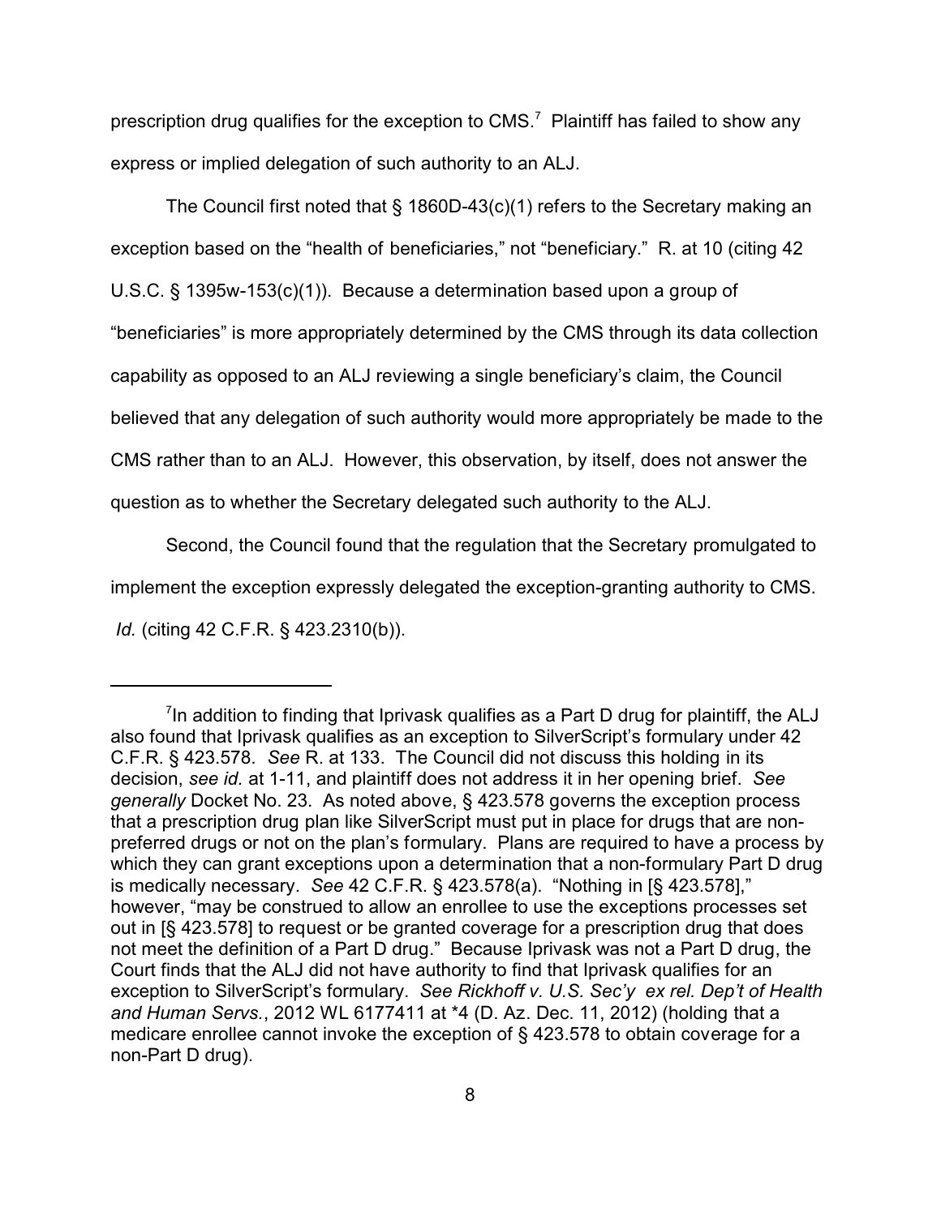prescription drug qualifies for the exception to CMS.[7] Plaintiff has failed to show any express or implied delegation of such authority to an ALJ.

The Council first noted that § 1860D-43(c)(1) refers to the Secretary making an exception based on the "health of beneficiaries," not "beneficiary." R. at 10 (citing 42 U.S.C. § 1395w-153(c)(1)). Because a determination based upon a group of "beneficiaries" is more appropriately determined by the CMS through its data collection capability as opposed to an ALJ reviewing a single beneficiary's claim, the Council believed that any delegation of such authority would more appropriately be made to the CMS rather than to an ALJ. However, this observation, by itself, does not answer the question as to whether the Secretary delegated such authority to the ALJ.

Second, the Council found that the regulation that the Secretary promulgated to implement the exception expressly delegated the exception-granting authority to CMS. *Id.* (citing 42 C.F.R. § 423.2310(b)).

---

[7] In addition to finding that Iprivask qualifies as a Part D drug for plaintiff, the ALJ also found that Iprivask qualifies as an exception to SilverScript's formulary under 42 C.F.R. § 423.578. *See* R. at 133. The Council did not discuss this holding in its decision, *see id.* at 1-11, and plaintiff does not address it in her opening brief. *See generally* Docket No. 23. As noted above, § 423.578 governs the exception process that a prescription drug plan like SilverScript must put in place for drugs that are non-preferred drugs or not on the plan's formulary. Plans are required to have a process by which they can grant exceptions upon a determination that a non-formulary Part D drug is medically necessary. *See* 42 C.F.R. § 423.578(a). "Nothing in [§ 423.578]," however, "may be construed to allow an enrollee to use the exceptions processes set out in [§ 423.578] to request or be granted coverage for a prescription drug that does not meet the definition of a Part D drug." Because Iprivask was not a Part D drug, the Court finds that the ALJ did not have authority to find that Iprivask qualifies for an exception to SilverScript's formulary. *See Rickhoff v. U.S. Sec'y ex rel. Dep't of Health and Human Servs.*, 2012 WL 6177411 at *4 (D. Az. Dec. 11, 2012) (holding that a medicare enrollee cannot invoke the exception of § 423.578 to obtain coverage for a non-Part D drug).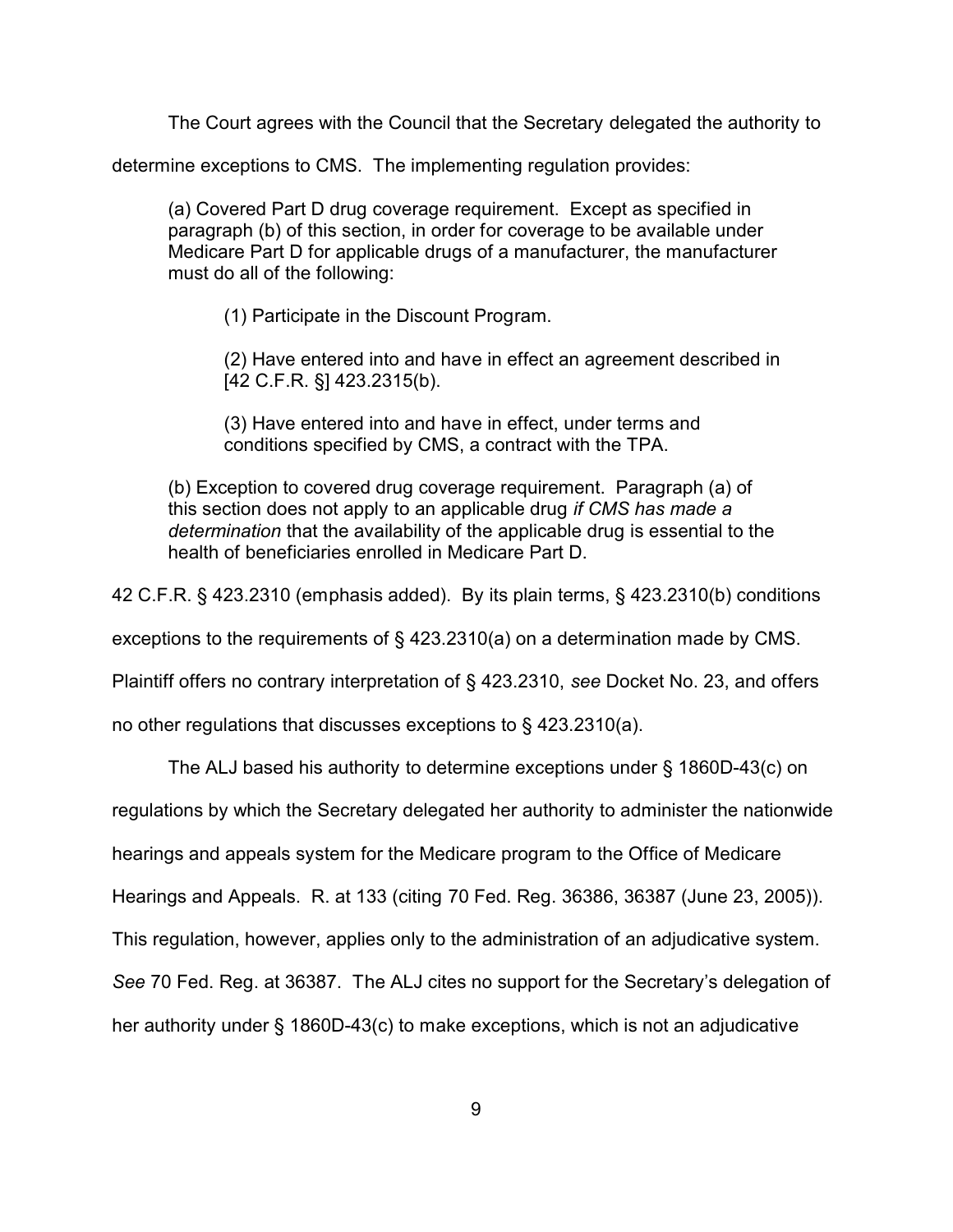The Court agrees with the Council that the Secretary delegated the authority to determine exceptions to CMS. The implementing regulation provides:

> (a) Covered Part D drug coverage requirement. Except as specified in paragraph (b) of this section, in order for coverage to be available under Medicare Part D for applicable drugs of a manufacturer, the manufacturer must do all of the following:
>
> > (1) Participate in the Discount Program.
> >
> > (2) Have entered into and have in effect an agreement described in [42 C.F.R. §] 423.2315(b).
> >
> > (3) Have entered into and have in effect, under terms and conditions specified by CMS, a contract with the TPA.
>
> (b) Exception to covered drug coverage requirement. Paragraph (a) of this section does not apply to an applicable drug *if CMS has made a determination* that the availability of the applicable drug is essential to the health of beneficiaries enrolled in Medicare Part D.

42 C.F.R. § 423.2310 (emphasis added). By its plain terms, § 423.2310(b) conditions exceptions to the requirements of § 423.2310(a) on a determination made by CMS. Plaintiff offers no contrary interpretation of § 423.2310, *see* Docket No. 23, and offers no other regulations that discusses exceptions to § 423.2310(a).

The ALJ based his authority to determine exceptions under § 1860D-43(c) on regulations by which the Secretary delegated her authority to administer the nationwide hearings and appeals system for the Medicare program to the Office of Medicare Hearings and Appeals. R. at 133 (citing 70 Fed. Reg. 36386, 36387 (June 23, 2005)). This regulation, however, applies only to the administration of an adjudicative system. *See* 70 Fed. Reg. at 36387. The ALJ cites no support for the Secretary's delegation of her authority under § 1860D-43(c) to make exceptions, which is not an adjudicative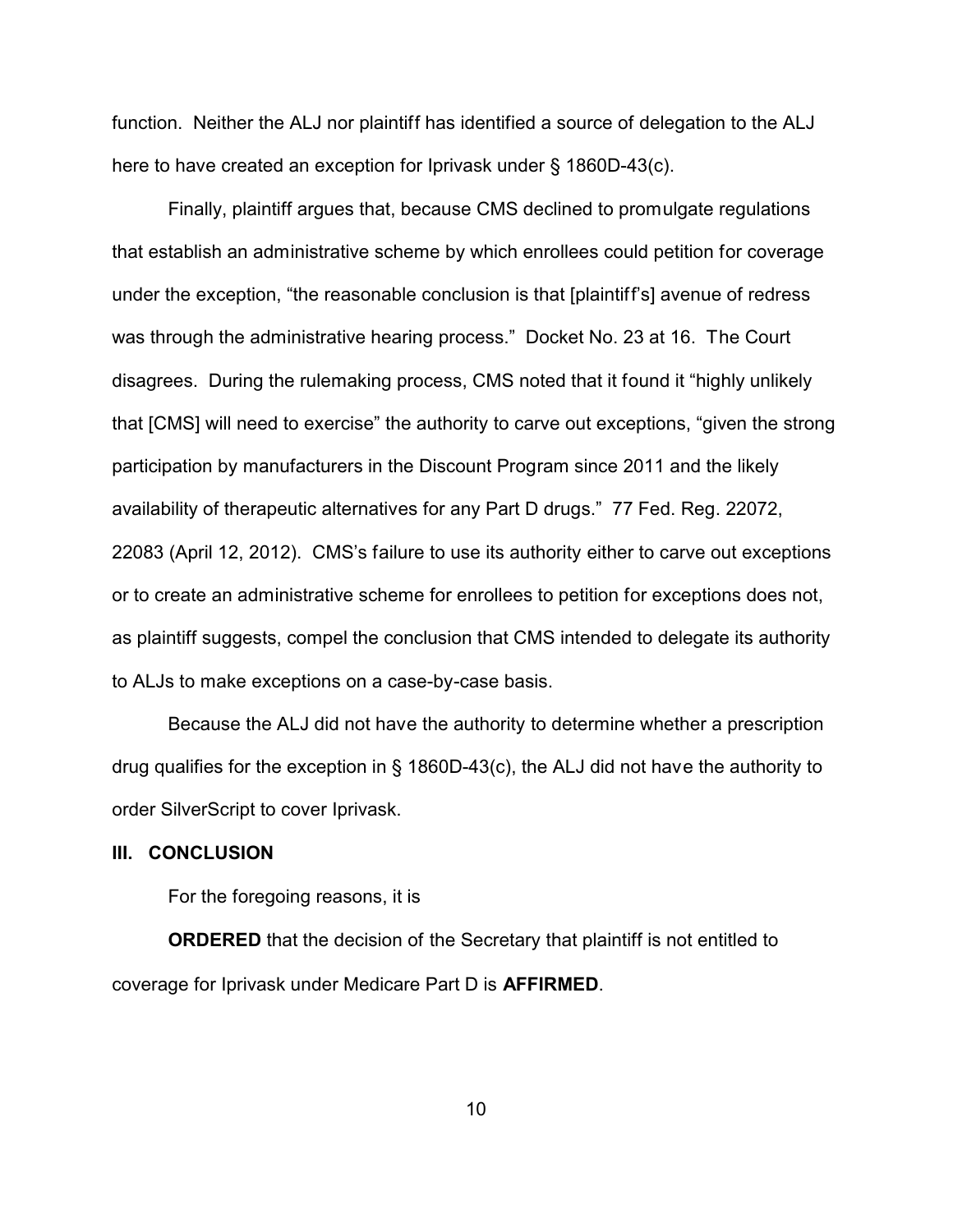function. Neither the ALJ nor plaintiff has identified a source of delegation to the ALJ here to have created an exception for Iprivask under § 1860D-43(c).

Finally, plaintiff argues that, because CMS declined to promulgate regulations that establish an administrative scheme by which enrollees could petition for coverage under the exception, "the reasonable conclusion is that [plaintiff's] avenue of redress was through the administrative hearing process." Docket No. 23 at 16. The Court disagrees. During the rulemaking process, CMS noted that it found it "highly unlikely that [CMS] will need to exercise" the authority to carve out exceptions, "given the strong participation by manufacturers in the Discount Program since 2011 and the likely availability of therapeutic alternatives for any Part D drugs." 77 Fed. Reg. 22072, 22083 (April 12, 2012). CMS's failure to use its authority either to carve out exceptions or to create an administrative scheme for enrollees to petition for exceptions does not, as plaintiff suggests, compel the conclusion that CMS intended to delegate its authority to ALJs to make exceptions on a case-by-case basis.

Because the ALJ did not have the authority to determine whether a prescription drug qualifies for the exception in § 1860D-43(c), the ALJ did not have the authority to order SilverScript to cover Iprivask.

## III. CONCLUSION

For the foregoing reasons, it is

**ORDERED** that the decision of the Secretary that plaintiff is not entitled to coverage for Iprivask under Medicare Part D is **AFFIRMED**.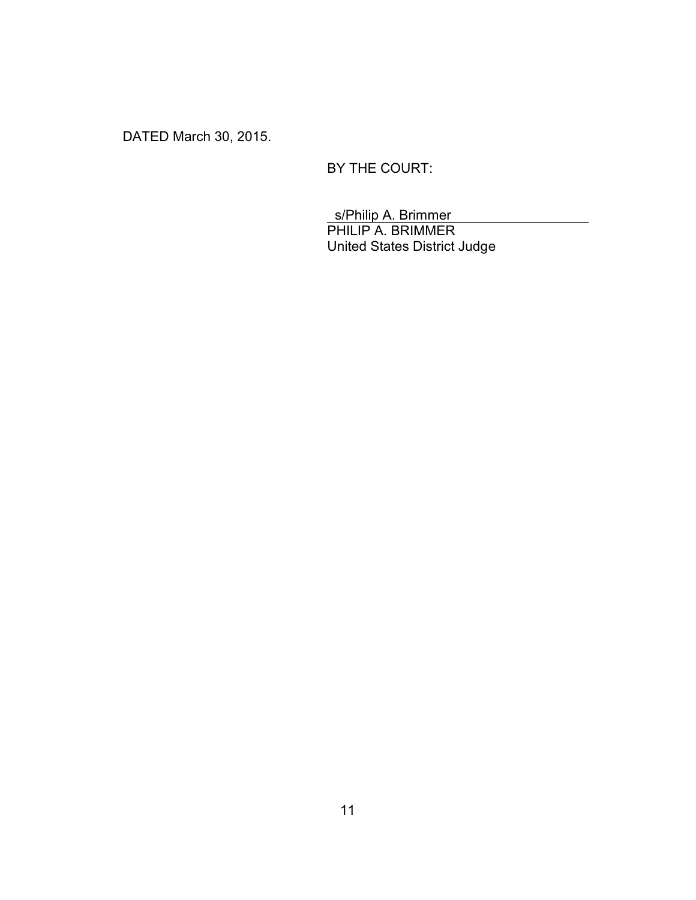DATED March 30, 2015.

BY THE COURT:

s/Philip A. Brimmer
PHILIP A. BRIMMER
United States District Judge